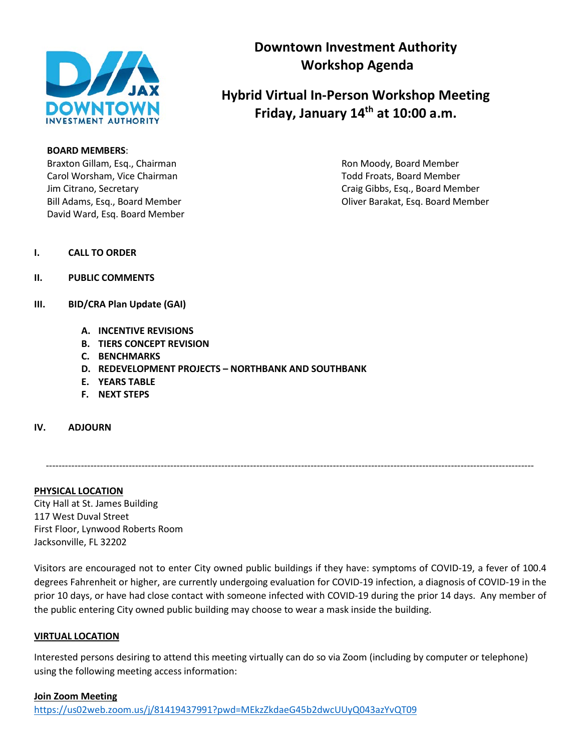# Downtown Investment Authority Workshop Agenda

## Hybrid Virtual In-Person Workshop Meeting Friday, January 14th at 10:00 a.m.

**BOARD MEMBERS**:

Braxton Gillam, Esq., Chairman
Carol Worsham, Vice Chairman
Jim Citrano, Secretary
Bill Adams, Esq., Board Member
David Ward, Esq. Board Member
Ron Moody, Board Member
Todd Froats, Board Member
Craig Gibbs, Esq., Board Member
Oliver Barakat, Esq. Board Member

**I. CALL TO ORDER**

**II. PUBLIC COMMENTS**

**III. BID/CRA Plan Update (GAI)**

- **A. INCENTIVE REVISIONS**
- **B. TIERS CONCEPT REVISION**
- **C. BENCHMARKS**
- **D. REDEVELOPMENT PROJECTS – NORTHBANK AND SOUTHBANK**
- **E. YEARS TABLE**
- **F. NEXT STEPS**

**IV. ADJOURN**

---

**PHYSICAL LOCATION**

City Hall at St. James Building
117 West Duval Street
First Floor, Lynwood Roberts Room
Jacksonville, FL 32202

Visitors are encouraged not to enter City owned public buildings if they have: symptoms of COVID-19, a fever of 100.4 degrees Fahrenheit or higher, are currently undergoing evaluation for COVID-19 infection, a diagnosis of COVID-19 in the prior 10 days, or have had close contact with someone infected with COVID-19 during the prior 14 days. Any member of the public entering City owned public building may choose to wear a mask inside the building.

**VIRTUAL LOCATION**

Interested persons desiring to attend this meeting virtually can do so via Zoom (including by computer or telephone) using the following meeting access information:

**Join Zoom Meeting**

https://us02web.zoom.us/j/81419437991?pwd=MEkzZkdaeG45b2dwcUUyQ043azYvQT09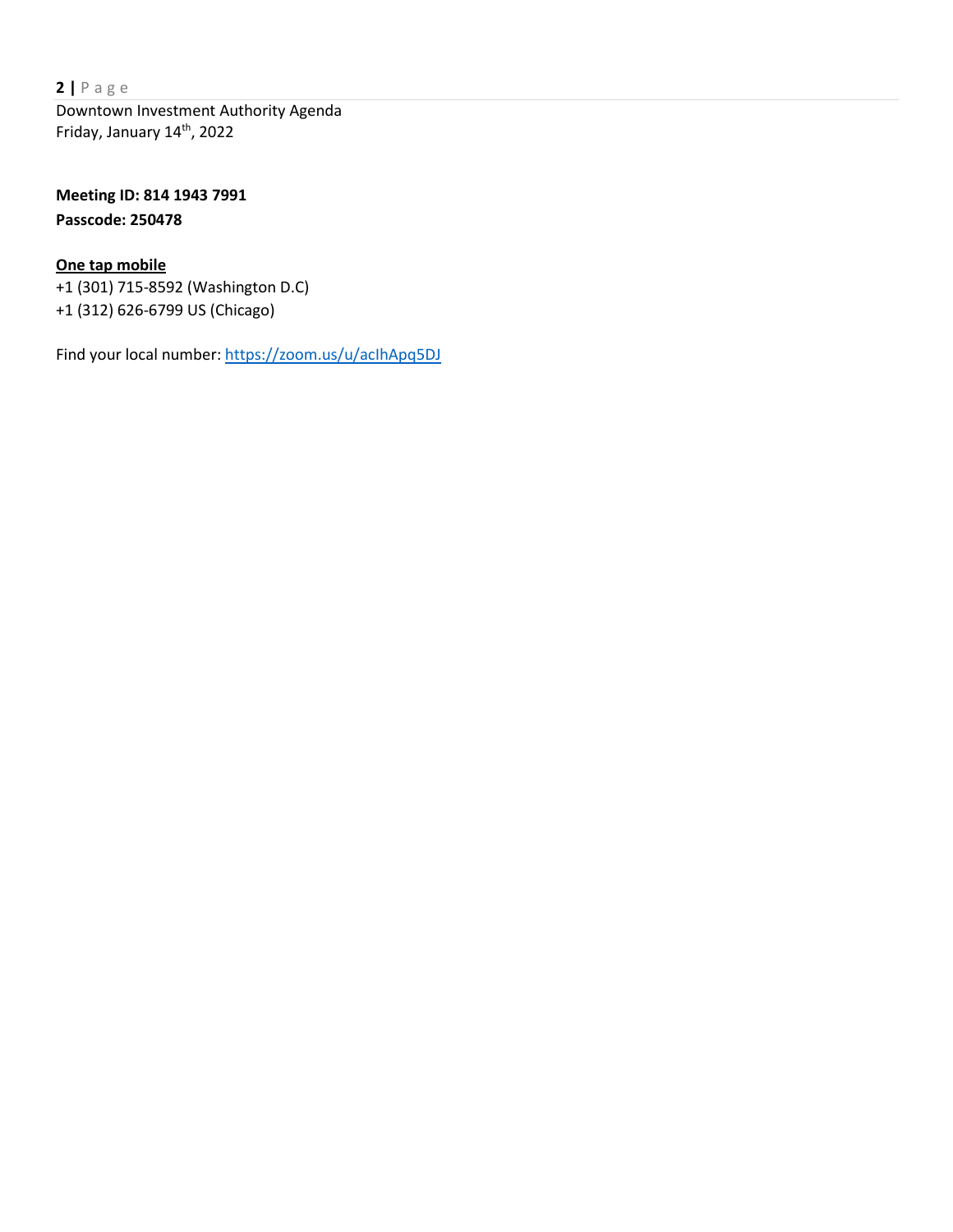**Meeting ID: 814 1943 7991**
**Passcode: 250478**

**One tap mobile**
+1 (301) 715-8592 (Washington D.C)
+1 (312) 626-6799 US (Chicago)

Find your local number: https://zoom.us/u/acIhApq5DJ